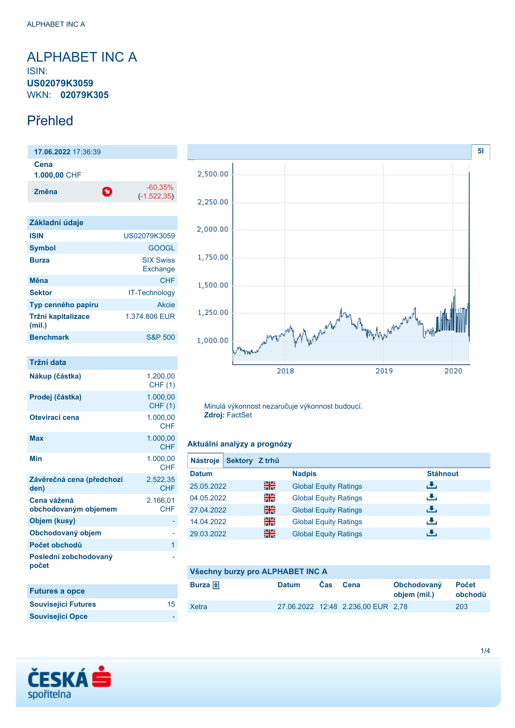# ALPHABET INC A

ISIN:
**US02079K3059**
WKN: **02079K305**

## Přehled

**17.06.2022** 17:36:39

**Cena**
**1.000,00** CHF

**Změna** -60,35% (-1.522,35)

| Základní údaje | |
|---|---|
| **ISIN** | US02079K3059 |
| **Symbol** | GOOGL |
| **Burza** | SIX Swiss Exchange |
| **Měna** | CHF |
| **Sektor** | IT-Technology |
| **Typ cenného papíru** | Akcie |
| **Tržní kapitalizace (mil.)** | 1.374.806 EUR |
| **Benchmark** | S&P 500 |

| Tržní data | |
|---|---|
| **Nákup (částka)** | 1.200,00 CHF (1) |
| **Prodej (částka)** | 1.000,00 CHF (1) |
| **Otevírací cena** | 1.000,00 CHF |
| **Max** | 1.000,00 CHF |
| **Min** | 1.000,00 CHF |
| **Závěrečná cena (předchozí den)** | 2.522,35 CHF |
| **Cena vážená obchodovaným objemem** | 2.166,01 CHF |
| **Objem (kusy)** | - |
| **Obchodovaný objem** | - |
| **Počet obchodů** | 1 |
| **Poslední zobchodovaný počet** | - |

| Futures a opce | |
|---|---|
| **Související Futures** | 15 |
| **Související Opce** | - |

Minulá výkonnost nezaručuje výkonnost budoucí.
**Zdroj:** FactSet

### Aktuální analýzy a prognózy

**Nástroje** | **Sektory** | **Z trhů**

| Datum | Nadpis | Stáhnout |
|---|---|---|
| 25.05.2022 | Global Equity Ratings | |
| 04.05.2022 | Global Equity Ratings | |
| 27.04.2022 | Global Equity Ratings | |
| 14.04.2022 | Global Equity Ratings | |
| 29.03.2022 | Global Equity Ratings | |

### Všechny burzy pro ALPHABET INC A

| Burza | Datum | Čas | Cena | Obchodovaný objem (mil.) | Počet obchodů |
|---|---|---|---|---|---|
| Xetra | 27.06.2022 | 12:48 | 2.236,00 EUR | 2,78 | 203 |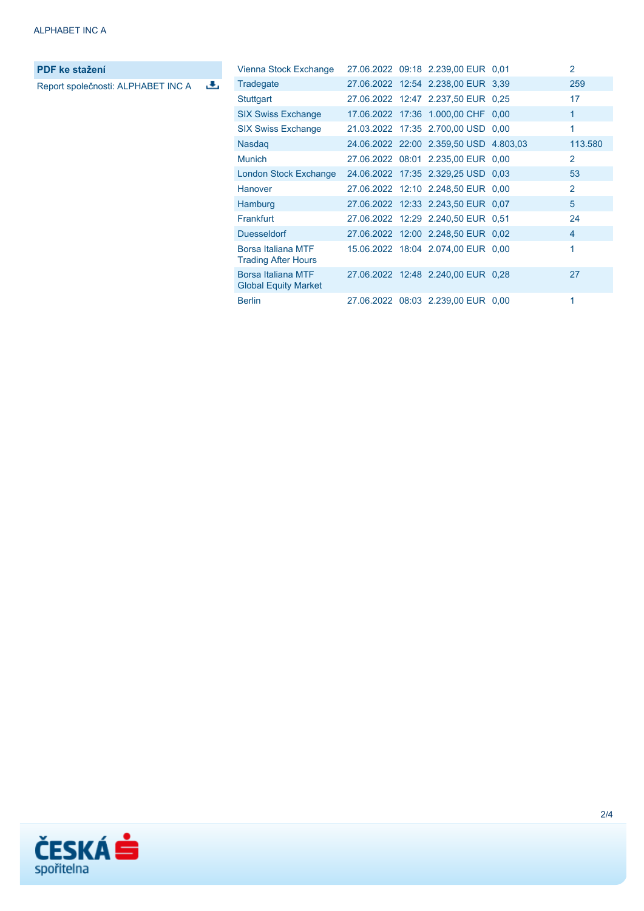**PDF ke stažení**

Report společnosti: ALPHABET INC A

| | | | | | |
|---|---|---|---|---|---|
| Vienna Stock Exchange | 27.06.2022 | 09:18 | 2.239,00 EUR | 0,01 | 2 |
| Tradegate | 27.06.2022 | 12:54 | 2.238,00 EUR | 3,39 | 259 |
| Stuttgart | 27.06.2022 | 12:47 | 2.237,50 EUR | 0,25 | 17 |
| SIX Swiss Exchange | 17.06.2022 | 17:36 | 1.000,00 CHF | 0,00 | 1 |
| SIX Swiss Exchange | 21.03.2022 | 17:35 | 2.700,00 USD | 0,00 | 1 |
| Nasdaq | 24.06.2022 | 22:00 | 2.359,50 USD | 4.803,03 | 113.580 |
| Munich | 27.06.2022 | 08:01 | 2.235,00 EUR | 0,00 | 2 |
| London Stock Exchange | 24.06.2022 | 17:35 | 2.329,25 USD | 0,03 | 53 |
| Hanover | 27.06.2022 | 12:10 | 2.248,50 EUR | 0,00 | 2 |
| Hamburg | 27.06.2022 | 12:33 | 2.243,50 EUR | 0,07 | 5 |
| Frankfurt | 27.06.2022 | 12:29 | 2.240,50 EUR | 0,51 | 24 |
| Duesseldorf | 27.06.2022 | 12:00 | 2.248,50 EUR | 0,02 | 4 |
| Borsa Italiana MTF Trading After Hours | 15.06.2022 | 18:04 | 2.074,00 EUR | 0,00 | 1 |
| Borsa Italiana MTF Global Equity Market | 27.06.2022 | 12:48 | 2.240,00 EUR | 0,28 | 27 |
| Berlin | 27.06.2022 | 08:03 | 2.239,00 EUR | 0,00 | 1 |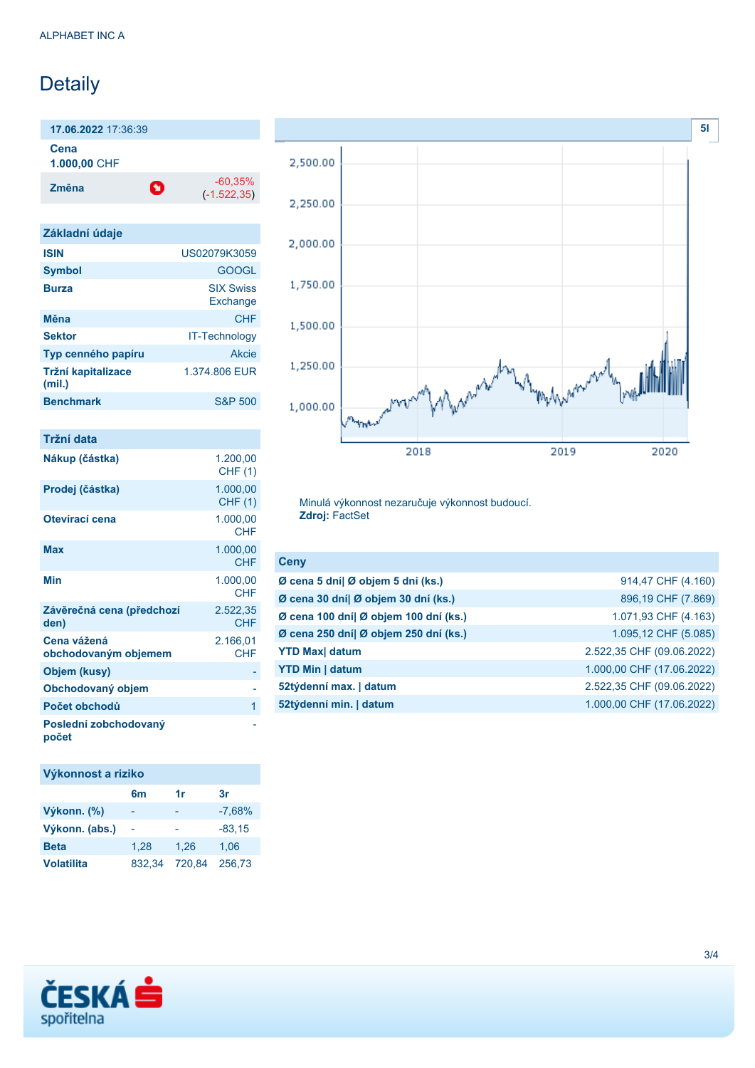ALPHABET INC A

# Detaily

**17.06.2022** 17:36:39

**Cena**
**1.000,00** CHF

| **Změna** | -60,35% (-1.522,35) |
|---|---|

## Základní údaje

| | |
|---|---|
| **ISIN** | US02079K3059 |
| **Symbol** | GOOGL |
| **Burza** | SIX Swiss Exchange |
| **Měna** | CHF |
| **Sektor** | IT-Technology |
| **Typ cenného papíru** | Akcie |
| **Tržní kapitalizace (mil.)** | 1.374.806 EUR |
| **Benchmark** | S&P 500 |

## Tržní data

| | |
|---|---|
| **Nákup (částka)** | 1.200,00 CHF (1) |
| **Prodej (částka)** | 1.000,00 CHF (1) |
| **Otevírací cena** | 1.000,00 CHF |
| **Max** | 1.000,00 CHF |
| **Min** | 1.000,00 CHF |
| **Závěrečná cena (předchozí den)** | 2.522,35 CHF |
| **Cena vážená obchodovaným objemem** | 2.166,01 CHF |
| **Objem (kusy)** | - |
| **Obchodovaný objem** | - |
| **Počet obchodů** | 1 |
| **Poslední zobchodovaný počet** | - |

## Výkonnost a riziko

| | 6m | 1r | 3r |
|---|---|---|---|
| **Výkonn. (%)** | - | - | -7,68% |
| **Výkonn. (abs.)** | - | - | -83,15 |
| **Beta** | 1,28 | 1,26 | 1,06 |
| **Volatilita** | 832,34 | 720,84 | 256,73 |

5l

Minulá výkonnost nezaručuje výkonnost budoucí.
**Zdroj:** FactSet

## Ceny

| | |
|---|---|
| **Ø cena 5 dní\| Ø objem 5 dní (ks.)** | 914,47 CHF (4.160) |
| **Ø cena 30 dní\| Ø objem 30 dní (ks.)** | 896,19 CHF (7.869) |
| **Ø cena 100 dní\| Ø objem 100 dní (ks.)** | 1.071,93 CHF (4.163) |
| **Ø cena 250 dní\| Ø objem 250 dní (ks.)** | 1.095,12 CHF (5.085) |
| **YTD Max\| datum** | 2.522,35 CHF (09.06.2022) |
| **YTD Min \| datum** | 1.000,00 CHF (17.06.2022) |
| **52týdenní max. \| datum** | 2.522,35 CHF (09.06.2022) |
| **52týdenní min. \| datum** | 1.000,00 CHF (17.06.2022) |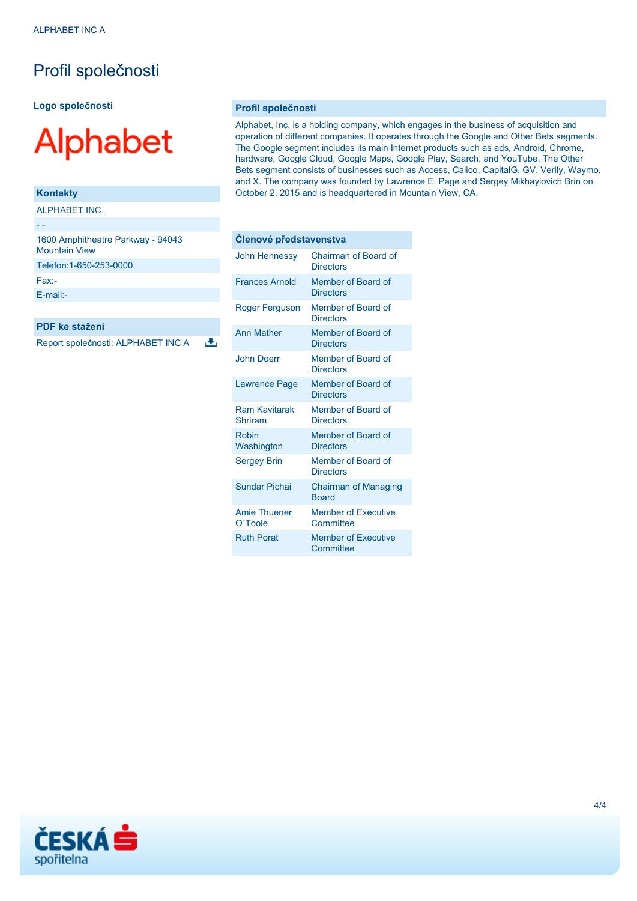# Profil společnosti

**Logo společnosti**

Alphabet

### Kontakty

| |
|---|
| ALPHABET INC. |
| - - |
| 1600 Amphitheatre Parkway - 94043 Mountain View |
| Telefon:1-650-253-0000 |
| Fax:- |
| E-mail:- |

### PDF ke stažení

Report společnosti: ALPHABET INC A

### Profil společnosti

Alphabet, Inc. is a holding company, which engages in the business of acquisition and operation of different companies. It operates through the Google and Other Bets segments. The Google segment includes its main Internet products such as ads, Android, Chrome, hardware, Google Cloud, Google Maps, Google Play, Search, and YouTube. The Other Bets segment consists of businesses such as Access, Calico, CapitalG, GV, Verily, Waymo, and X. The company was founded by Lawrence E. Page and Sergey Mikhaylovich Brin on October 2, 2015 and is headquartered in Mountain View, CA.

### Členové představenstva

| | |
|---|---|
| John Hennessy | Chairman of Board of Directors |
| Frances Arnold | Member of Board of Directors |
| Roger Ferguson | Member of Board of Directors |
| Ann Mather | Member of Board of Directors |
| John Doerr | Member of Board of Directors |
| Lawrence Page | Member of Board of Directors |
| Ram Kavitarak Shriram | Member of Board of Directors |
| Robin Washington | Member of Board of Directors |
| Sergey Brin | Member of Board of Directors |
| Sundar Pichai | Chairman of Managing Board |
| Amie Thuener O´Toole | Member of Executive Committee |
| Ruth Porat | Member of Executive Committee |